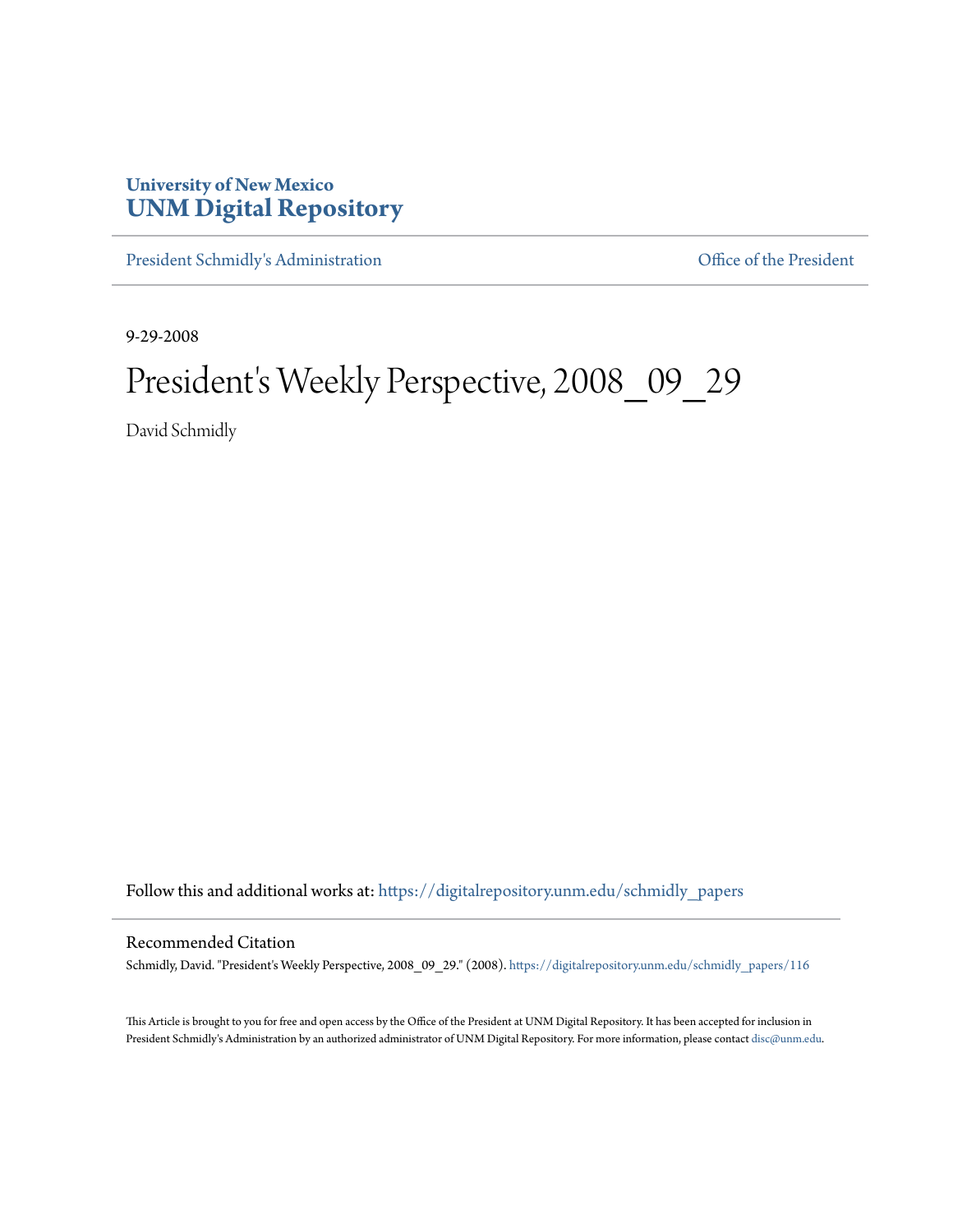University of New Mexico
**UNM Digital Repository**

President Schmidly's Administration | Office of the President

9-29-2008

# President's Weekly Perspective, 2008_09_29

David Schmidly

Follow this and additional works at: https://digitalrepository.unm.edu/schmidly_papers

## Recommended Citation

Schmidly, David. "President's Weekly Perspective, 2008_09_29." (2008). https://digitalrepository.unm.edu/schmidly_papers/116

This Article is brought to you for free and open access by the Office of the President at UNM Digital Repository. It has been accepted for inclusion in President Schmidly's Administration by an authorized administrator of UNM Digital Repository. For more information, please contact disc@unm.edu.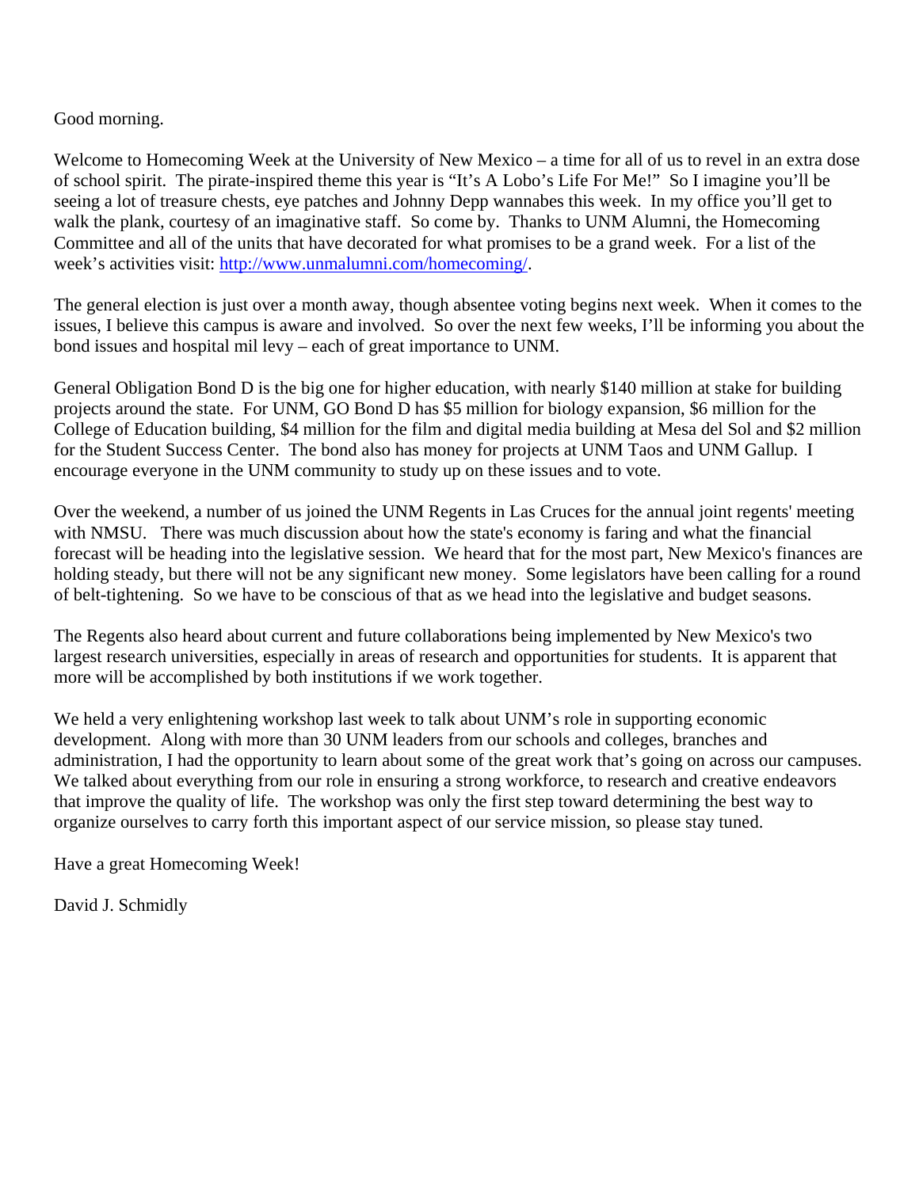Good morning.

Welcome to Homecoming Week at the University of New Mexico – a time for all of us to revel in an extra dose of school spirit. The pirate-inspired theme this year is "It's A Lobo's Life For Me!" So I imagine you'll be seeing a lot of treasure chests, eye patches and Johnny Depp wannabes this week. In my office you'll get to walk the plank, courtesy of an imaginative staff. So come by. Thanks to UNM Alumni, the Homecoming Committee and all of the units that have decorated for what promises to be a grand week. For a list of the week's activities visit: [http://www.unmalumni.com/homecoming/](http://www.unmalumni.com/homecoming/).

The general election is just over a month away, though absentee voting begins next week. When it comes to the issues, I believe this campus is aware and involved. So over the next few weeks, I'll be informing you about the bond issues and hospital mil levy – each of great importance to UNM.

General Obligation Bond D is the big one for higher education, with nearly $140 million at stake for building projects around the state. For UNM, GO Bond D has $5 million for biology expansion, $6 million for the College of Education building, $4 million for the film and digital media building at Mesa del Sol and $2 million for the Student Success Center. The bond also has money for projects at UNM Taos and UNM Gallup. I encourage everyone in the UNM community to study up on these issues and to vote.

Over the weekend, a number of us joined the UNM Regents in Las Cruces for the annual joint regents' meeting with NMSU. There was much discussion about how the state's economy is faring and what the financial forecast will be heading into the legislative session. We heard that for the most part, New Mexico's finances are holding steady, but there will not be any significant new money. Some legislators have been calling for a round of belt-tightening. So we have to be conscious of that as we head into the legislative and budget seasons.

The Regents also heard about current and future collaborations being implemented by New Mexico's two largest research universities, especially in areas of research and opportunities for students. It is apparent that more will be accomplished by both institutions if we work together.

We held a very enlightening workshop last week to talk about UNM's role in supporting economic development. Along with more than 30 UNM leaders from our schools and colleges, branches and administration, I had the opportunity to learn about some of the great work that's going on across our campuses. We talked about everything from our role in ensuring a strong workforce, to research and creative endeavors that improve the quality of life. The workshop was only the first step toward determining the best way to organize ourselves to carry forth this important aspect of our service mission, so please stay tuned.

Have a great Homecoming Week!

David J. Schmidly